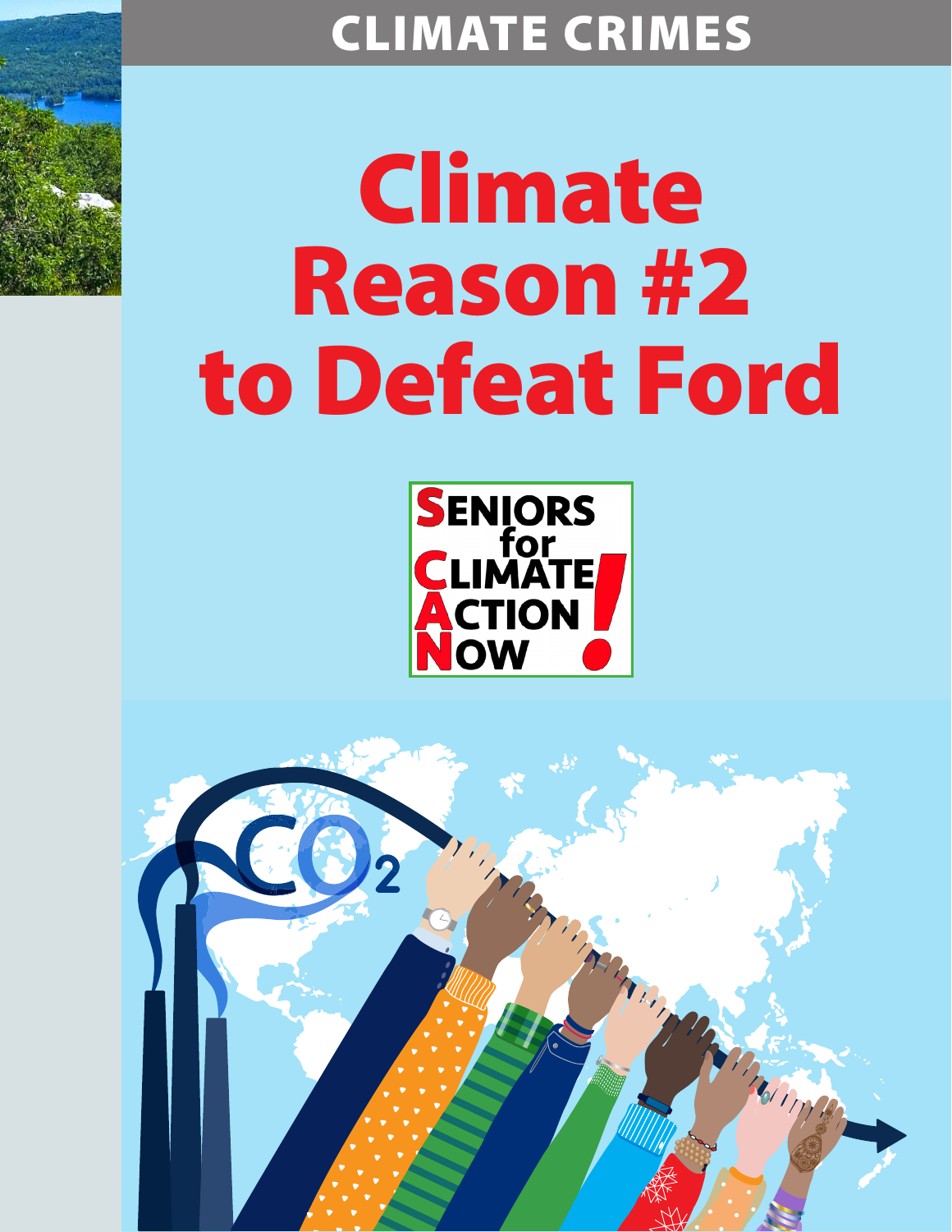CLIMATE CRIMES

# Climate Reason #2 to Defeat Ford

**S**ENIORS for **C**LIMATE **A**CTION **N**OW!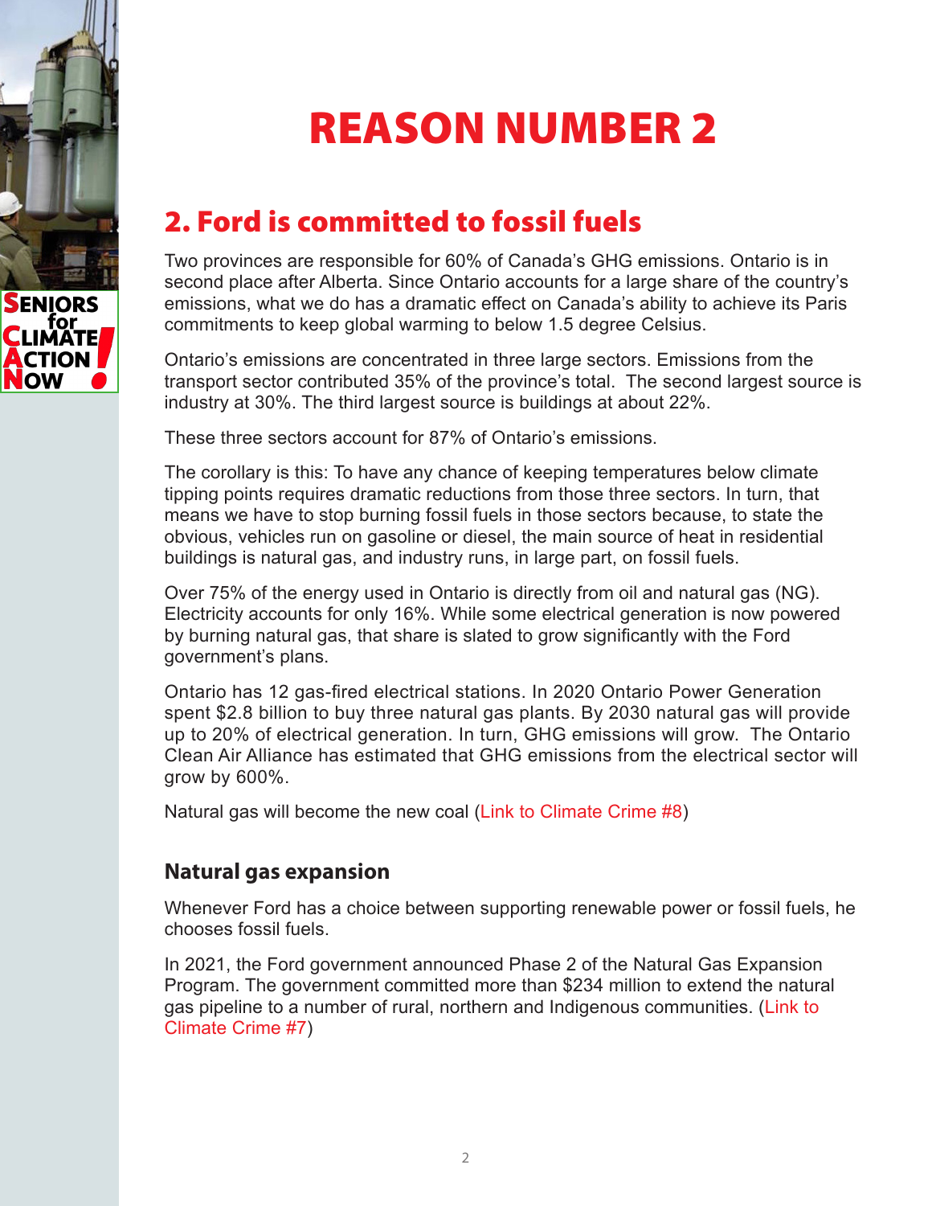# REASON NUMBER 2

## 2. Ford is committed to fossil fuels

Two provinces are responsible for 60% of Canada's GHG emissions. Ontario is in second place after Alberta. Since Ontario accounts for a large share of the country's emissions, what we do has a dramatic effect on Canada's ability to achieve its Paris commitments to keep global warming to below 1.5 degree Celsius.

Ontario's emissions are concentrated in three large sectors. Emissions from the transport sector contributed 35% of the province's total. The second largest source is industry at 30%. The third largest source is buildings at about 22%.

These three sectors account for 87% of Ontario's emissions.

The corollary is this: To have any chance of keeping temperatures below climate tipping points requires dramatic reductions from those three sectors. In turn, that means we have to stop burning fossil fuels in those sectors because, to state the obvious, vehicles run on gasoline or diesel, the main source of heat in residential buildings is natural gas, and industry runs, in large part, on fossil fuels.

Over 75% of the energy used in Ontario is directly from oil and natural gas (NG). Electricity accounts for only 16%. While some electrical generation is now powered by burning natural gas, that share is slated to grow significantly with the Ford government's plans.

Ontario has 12 gas-fired electrical stations. In 2020 Ontario Power Generation spent $2.8 billion to buy three natural gas plants. By 2030 natural gas will provide up to 20% of electrical generation. In turn, GHG emissions will grow. The Ontario Clean Air Alliance has estimated that GHG emissions from the electrical sector will grow by 600%.

Natural gas will become the new coal (Link to Climate Crime #8)

### Natural gas expansion

Whenever Ford has a choice between supporting renewable power or fossil fuels, he chooses fossil fuels.

In 2021, the Ford government announced Phase 2 of the Natural Gas Expansion Program. The government committed more than $234 million to extend the natural gas pipeline to a number of rural, northern and Indigenous communities. (Link to Climate Crime #7)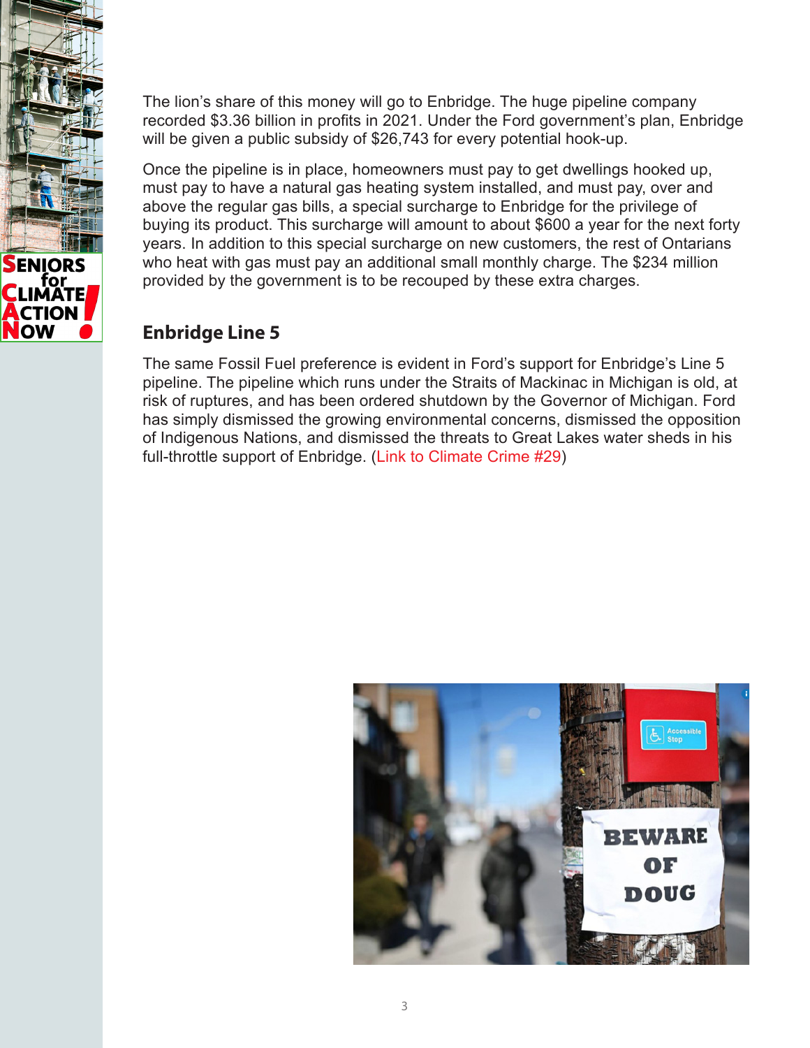The lion's share of this money will go to Enbridge. The huge pipeline company recorded $3.36 billion in profits in 2021. Under the Ford government's plan, Enbridge will be given a public subsidy of $26,743 for every potential hook-up.

Once the pipeline is in place, homeowners must pay to get dwellings hooked up, must pay to have a natural gas heating system installed, and must pay, over and above the regular gas bills, a special surcharge to Enbridge for the privilege of buying its product. This surcharge will amount to about $600 a year for the next forty years. In addition to this special surcharge on new customers, the rest of Ontarians who heat with gas must pay an additional small monthly charge. The $234 million provided by the government is to be recouped by these extra charges.

## Enbridge Line 5

The same Fossil Fuel preference is evident in Ford's support for Enbridge's Line 5 pipeline. The pipeline which runs under the Straits of Mackinac in Michigan is old, at risk of ruptures, and has been ordered shutdown by the Governor of Michigan. Ford has simply dismissed the growing environmental concerns, dismissed the opposition of Indigenous Nations, and dismissed the threats to Great Lakes water sheds in his full-throttle support of Enbridge. (Link to Climate Crime #29)